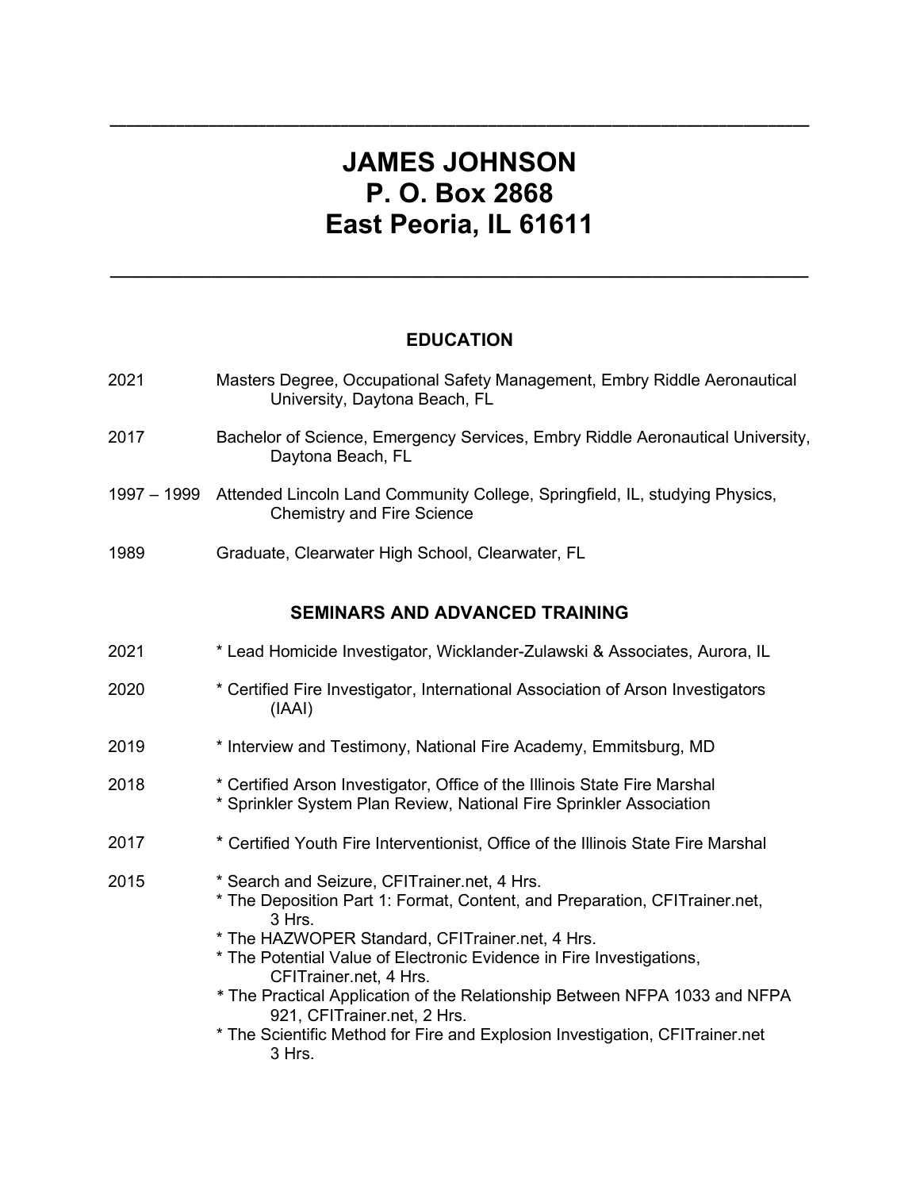---

# JAMES JOHNSON
# P. O. Box 2868
# East Peoria, IL 61611

---

## EDUCATION

2021 Masters Degree, Occupational Safety Management, Embry Riddle Aeronautical University, Daytona Beach, FL

2017 Bachelor of Science, Emergency Services, Embry Riddle Aeronautical University, Daytona Beach, FL

1997 – 1999 Attended Lincoln Land Community College, Springfield, IL, studying Physics, Chemistry and Fire Science

1989 Graduate, Clearwater High School, Clearwater, FL

## SEMINARS AND ADVANCED TRAINING

2021
* Lead Homicide Investigator, Wicklander-Zulawski & Associates, Aurora, IL

2020
* Certified Fire Investigator, International Association of Arson Investigators (IAAI)

2019
* Interview and Testimony, National Fire Academy, Emmitsburg, MD

2018
* Certified Arson Investigator, Office of the Illinois State Fire Marshal
* Sprinkler System Plan Review, National Fire Sprinkler Association

2017
* Certified Youth Fire Interventionist, Office of the Illinois State Fire Marshal

2015
* Search and Seizure, CFITrainer.net, 4 Hrs.
* The Deposition Part 1: Format, Content, and Preparation, CFITrainer.net, 3 Hrs.
* The HAZWOPER Standard, CFITrainer.net, 4 Hrs.
* The Potential Value of Electronic Evidence in Fire Investigations, CFITrainer.net, 4 Hrs.
* The Practical Application of the Relationship Between NFPA 1033 and NFPA 921, CFITrainer.net, 2 Hrs.
* The Scientific Method for Fire and Explosion Investigation, CFITrainer.net 3 Hrs.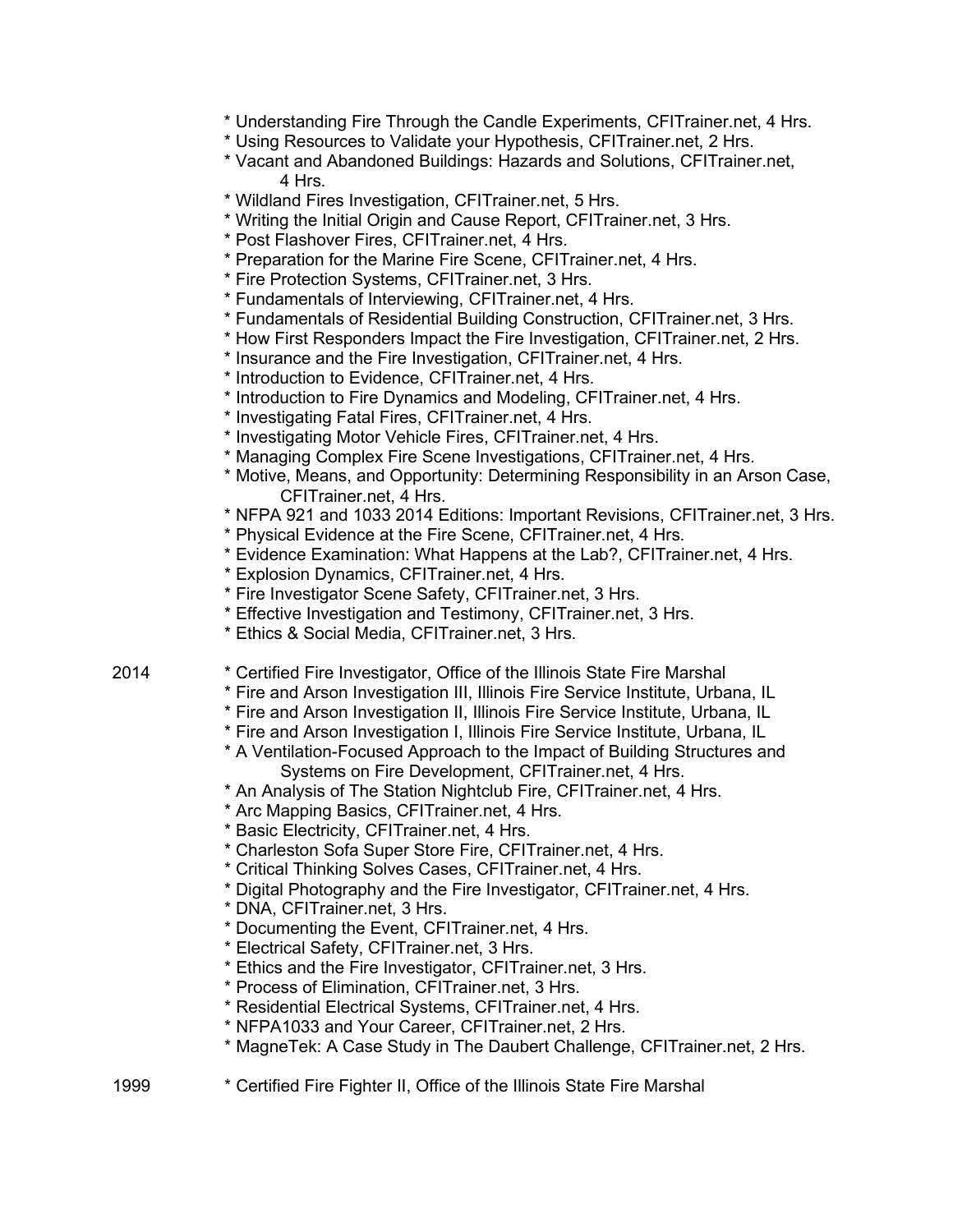* Understanding Fire Through the Candle Experiments, CFITrainer.net, 4 Hrs.
* Using Resources to Validate your Hypothesis, CFITrainer.net, 2 Hrs.
* Vacant and Abandoned Buildings: Hazards and Solutions, CFITrainer.net, 4 Hrs.
* Wildland Fires Investigation, CFITrainer.net, 5 Hrs.
* Writing the Initial Origin and Cause Report, CFITrainer.net, 3 Hrs.
* Post Flashover Fires, CFITrainer.net, 4 Hrs.
* Preparation for the Marine Fire Scene, CFITrainer.net, 4 Hrs.
* Fire Protection Systems, CFITrainer.net, 3 Hrs.
* Fundamentals of Interviewing, CFITrainer.net, 4 Hrs.
* Fundamentals of Residential Building Construction, CFITrainer.net, 3 Hrs.
* How First Responders Impact the Fire Investigation, CFITrainer.net, 2 Hrs.
* Insurance and the Fire Investigation, CFITrainer.net, 4 Hrs.
* Introduction to Evidence, CFITrainer.net, 4 Hrs.
* Introduction to Fire Dynamics and Modeling, CFITrainer.net, 4 Hrs.
* Investigating Fatal Fires, CFITrainer.net, 4 Hrs.
* Investigating Motor Vehicle Fires, CFITrainer.net, 4 Hrs.
* Managing Complex Fire Scene Investigations, CFITrainer.net, 4 Hrs.
* Motive, Means, and Opportunity: Determining Responsibility in an Arson Case, CFITrainer.net, 4 Hrs.
* NFPA 921 and 1033 2014 Editions: Important Revisions, CFITrainer.net, 3 Hrs.
* Physical Evidence at the Fire Scene, CFITrainer.net, 4 Hrs.
* Evidence Examination: What Happens at the Lab?, CFITrainer.net, 4 Hrs.
* Explosion Dynamics, CFITrainer.net, 4 Hrs.
* Fire Investigator Scene Safety, CFITrainer.net, 3 Hrs.
* Effective Investigation and Testimony, CFITrainer.net, 3 Hrs.
* Ethics & Social Media, CFITrainer.net, 3 Hrs.

2014
* Certified Fire Investigator, Office of the Illinois State Fire Marshal
* Fire and Arson Investigation III, Illinois Fire Service Institute, Urbana, IL
* Fire and Arson Investigation II, Illinois Fire Service Institute, Urbana, IL
* Fire and Arson Investigation I, Illinois Fire Service Institute, Urbana, IL
* A Ventilation-Focused Approach to the Impact of Building Structures and Systems on Fire Development, CFITrainer.net, 4 Hrs.
* An Analysis of The Station Nightclub Fire, CFITrainer.net, 4 Hrs.
* Arc Mapping Basics, CFITrainer.net, 4 Hrs.
* Basic Electricity, CFITrainer.net, 4 Hrs.
* Charleston Sofa Super Store Fire, CFITrainer.net, 4 Hrs.
* Critical Thinking Solves Cases, CFITrainer.net, 4 Hrs.
* Digital Photography and the Fire Investigator, CFITrainer.net, 4 Hrs.
* DNA, CFITrainer.net, 3 Hrs.
* Documenting the Event, CFITrainer.net, 4 Hrs.
* Electrical Safety, CFITrainer.net, 3 Hrs.
* Ethics and the Fire Investigator, CFITrainer.net, 3 Hrs.
* Process of Elimination, CFITrainer.net, 3 Hrs.
* Residential Electrical Systems, CFITrainer.net, 4 Hrs.
* NFPA1033 and Your Career, CFITrainer.net, 2 Hrs.
* MagneTek: A Case Study in The Daubert Challenge, CFITrainer.net, 2 Hrs.

1999
* Certified Fire Fighter II, Office of the Illinois State Fire Marshal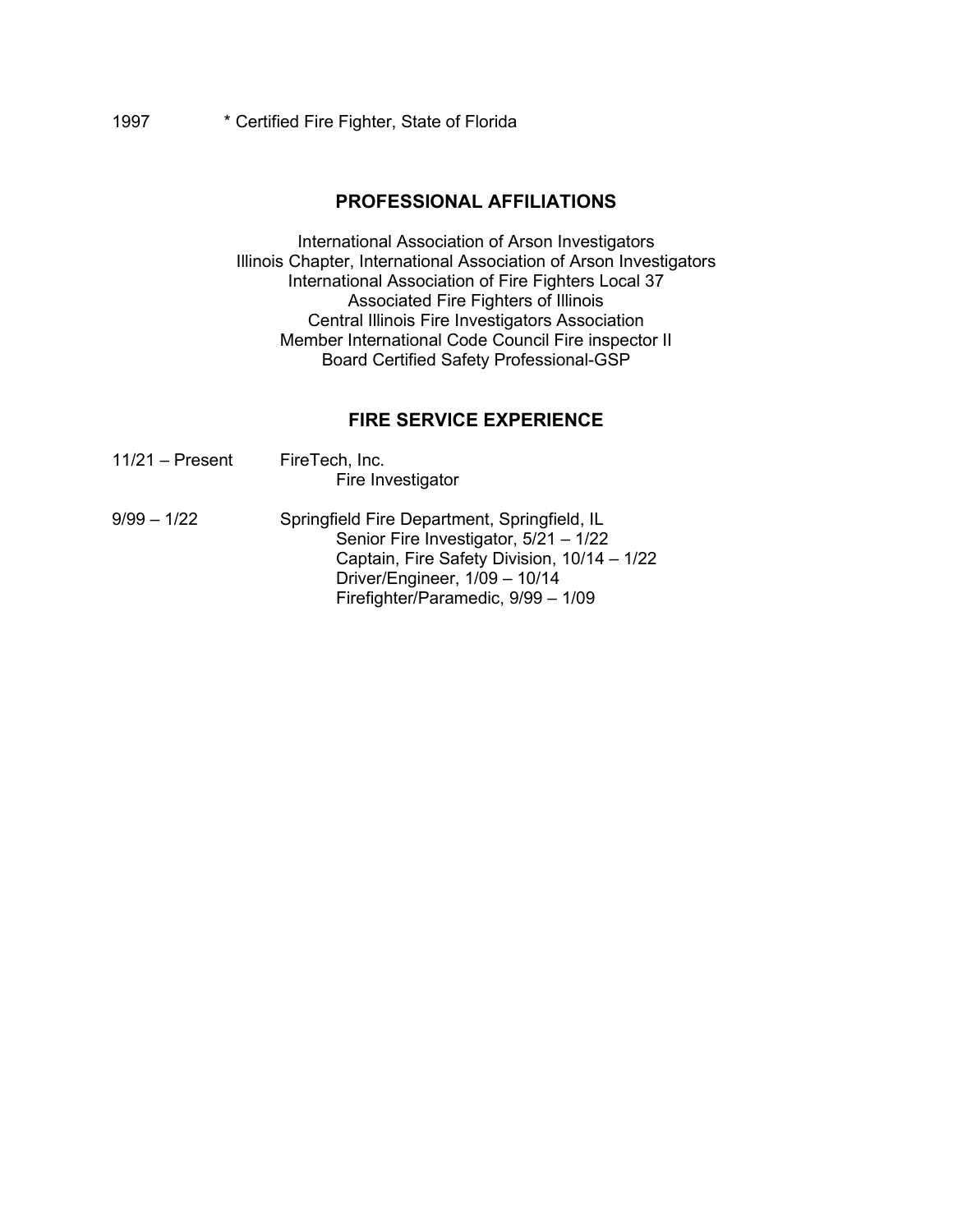1997 * Certified Fire Fighter, State of Florida

## PROFESSIONAL AFFILIATIONS

International Association of Arson Investigators
Illinois Chapter, International Association of Arson Investigators
International Association of Fire Fighters Local 37
Associated Fire Fighters of Illinois
Central Illinois Fire Investigators Association
Member International Code Council Fire inspector II
Board Certified Safety Professional-GSP

## FIRE SERVICE EXPERIENCE

| | |
|---|---|
| 11/21 – Present | FireTech, Inc.<br>Fire Investigator |
| 9/99 – 1/22 | Springfield Fire Department, Springfield, IL<br>Senior Fire Investigator, 5/21 – 1/22<br>Captain, Fire Safety Division, 10/14 – 1/22<br>Driver/Engineer, 1/09 – 10/14<br>Firefighter/Paramedic, 9/99 – 1/09 |